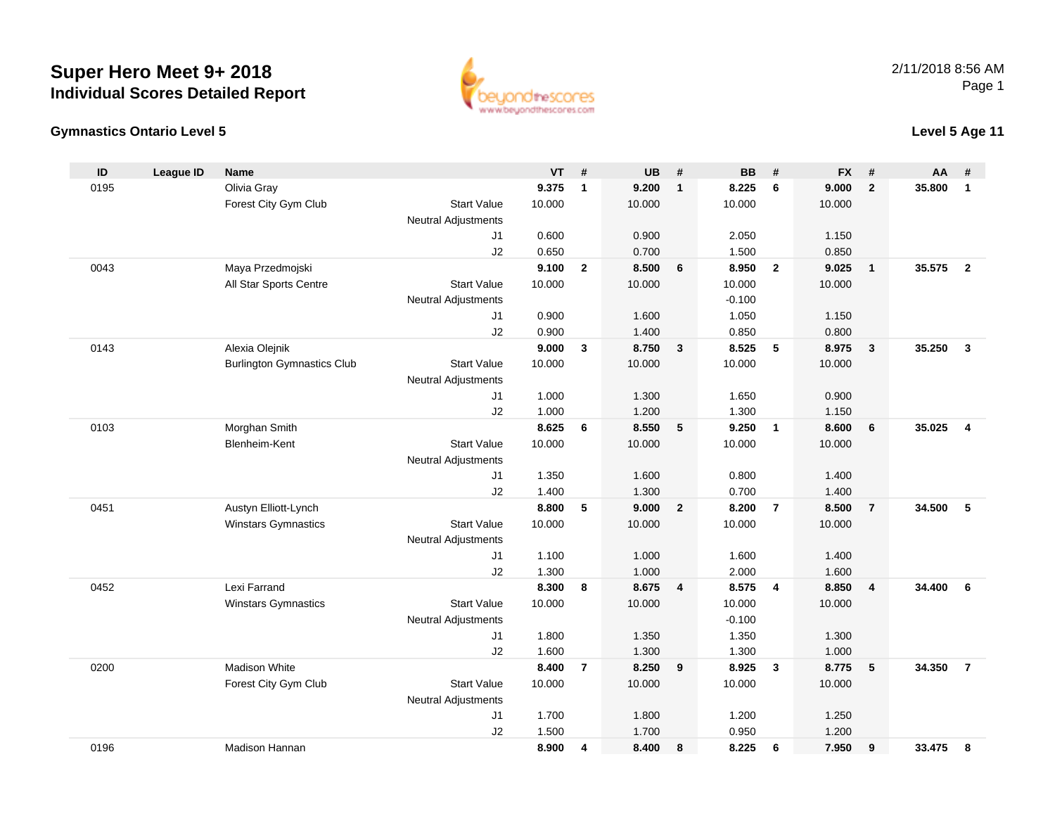# Super Hero Meet 9+ 2018
## Individual Scores Detailed Report

2/11/2018 8:56 AM

### Gymnastics Ontario Level 5

### Level 5 Age 11

| ID | League ID | Name | | VT | # | UB | # | BB | # | FX | # | AA | # |
|---|---|---|---|---|---|---|---|---|---|---|---|---|---|
| 0195 | | Olivia Gray | | **9.375** | **1** | **9.200** | **1** | **8.225** | **6** | **9.000** | **2** | **35.800** | **1** |
| | | Forest City Gym Club | Start Value | 10.000 | | 10.000 | | 10.000 | | 10.000 | | | |
| | | | Neutral Adjustments | | | | | | | | | | |
| | | | J1 | 0.600 | | 0.900 | | 2.050 | | 1.150 | | | |
| | | | J2 | 0.650 | | 0.700 | | 1.500 | | 0.850 | | | |
| 0043 | | Maya Przedmojski | | **9.100** | **2** | **8.500** | **6** | **8.950** | **2** | **9.025** | **1** | **35.575** | **2** |
| | | All Star Sports Centre | Start Value | 10.000 | | 10.000 | | 10.000 | | 10.000 | | | |
| | | | Neutral Adjustments | | | | | -0.100 | | | | | |
| | | | J1 | 0.900 | | 1.600 | | 1.050 | | 1.150 | | | |
| | | | J2 | 0.900 | | 1.400 | | 0.850 | | 0.800 | | | |
| 0143 | | Alexia Olejnik | | **9.000** | **3** | **8.750** | **3** | **8.525** | **5** | **8.975** | **3** | **35.250** | **3** |
| | | Burlington Gymnastics Club | Start Value | 10.000 | | 10.000 | | 10.000 | | 10.000 | | | |
| | | | Neutral Adjustments | | | | | | | | | | |
| | | | J1 | 1.000 | | 1.300 | | 1.650 | | 0.900 | | | |
| | | | J2 | 1.000 | | 1.200 | | 1.300 | | 1.150 | | | |
| 0103 | | Morghan Smith | | **8.625** | **6** | **8.550** | **5** | **9.250** | **1** | **8.600** | **6** | **35.025** | **4** |
| | | Blenheim-Kent | Start Value | 10.000 | | 10.000 | | 10.000 | | 10.000 | | | |
| | | | Neutral Adjustments | | | | | | | | | | |
| | | | J1 | 1.350 | | 1.600 | | 0.800 | | 1.400 | | | |
| | | | J2 | 1.400 | | 1.300 | | 0.700 | | 1.400 | | | |
| 0451 | | Austyn Elliott-Lynch | | **8.800** | **5** | **9.000** | **2** | **8.200** | **7** | **8.500** | **7** | **34.500** | **5** |
| | | Winstars Gymnastics | Start Value | 10.000 | | 10.000 | | 10.000 | | 10.000 | | | |
| | | | Neutral Adjustments | | | | | | | | | | |
| | | | J1 | 1.100 | | 1.000 | | 1.600 | | 1.400 | | | |
| | | | J2 | 1.300 | | 1.000 | | 2.000 | | 1.600 | | | |
| 0452 | | Lexi Farrand | | **8.300** | **8** | **8.675** | **4** | **8.575** | **4** | **8.850** | **4** | **34.400** | **6** |
| | | Winstars Gymnastics | Start Value | 10.000 | | 10.000 | | 10.000 | | 10.000 | | | |
| | | | Neutral Adjustments | | | | | -0.100 | | | | | |
| | | | J1 | 1.800 | | 1.350 | | 1.350 | | 1.300 | | | |
| | | | J2 | 1.600 | | 1.300 | | 1.300 | | 1.000 | | | |
| 0200 | | Madison White | | **8.400** | **7** | **8.250** | **9** | **8.925** | **3** | **8.775** | **5** | **34.350** | **7** |
| | | Forest City Gym Club | Start Value | 10.000 | | 10.000 | | 10.000 | | 10.000 | | | |
| | | | Neutral Adjustments | | | | | | | | | | |
| | | | J1 | 1.700 | | 1.800 | | 1.200 | | 1.250 | | | |
| | | | J2 | 1.500 | | 1.700 | | 0.950 | | 1.200 | | | |
| 0196 | | Madison Hannan | | **8.900** | **4** | **8.400** | **8** | **8.225** | **6** | **7.950** | **9** | **33.475** | **8** |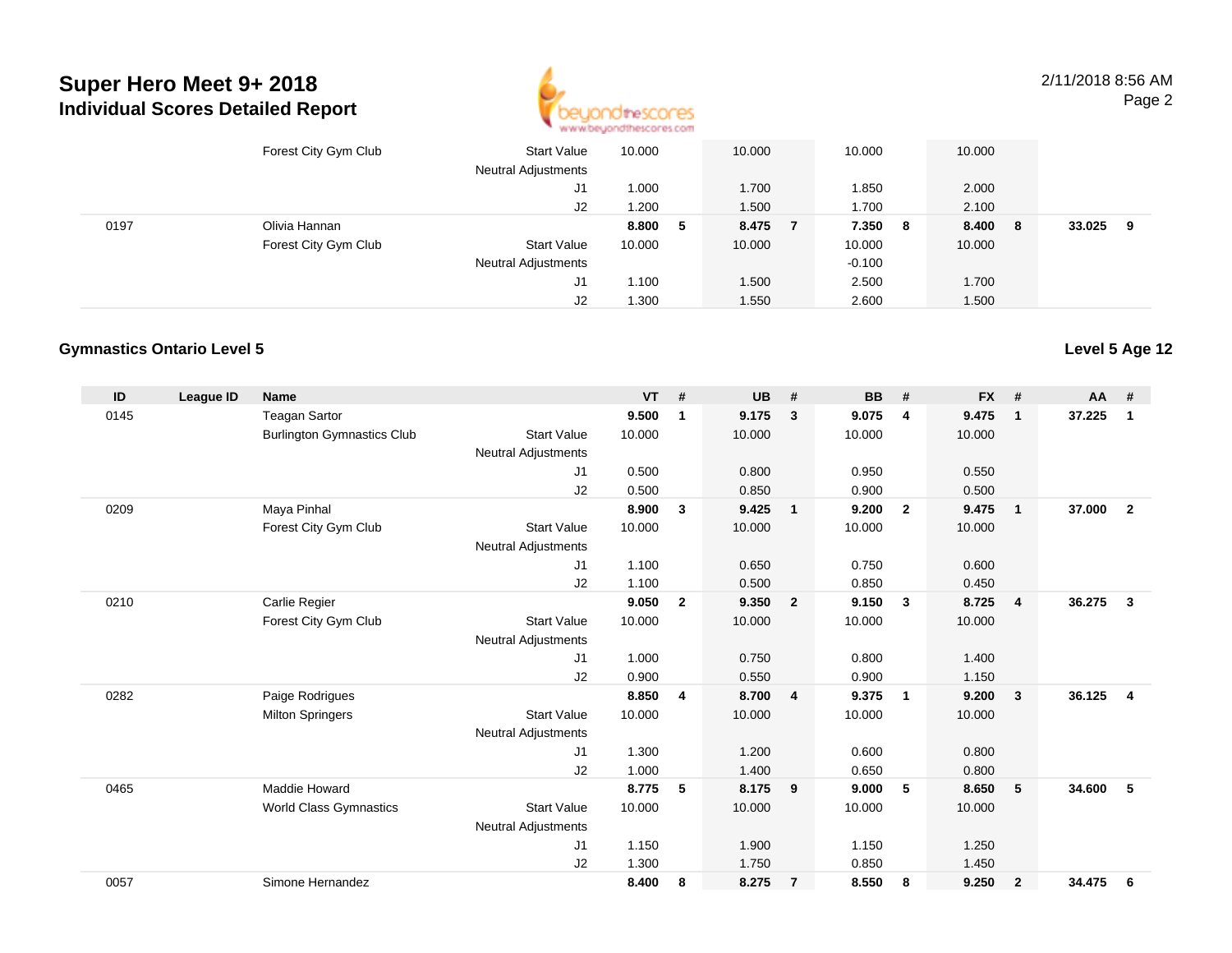# Super Hero Meet 9+ 2018
## Individual Scores Detailed Report

2/11/2018 8:56 AM

| ID | League ID | Name | | VT | # | UB | # | BB | # | FX | # | AA | # |
|---|---|---|---|---|---|---|---|---|---|---|---|---|---|
| | | Forest City Gym Club | Start Value | 10.000 | | 10.000 | | 10.000 | | 10.000 | | | |
| | | | Neutral Adjustments | | | | | | | | | | |
| | | | J1 | 1.000 | | 1.700 | | 1.850 | | 2.000 | | | |
| | | | J2 | 1.200 | | 1.500 | | 1.700 | | 2.100 | | | |
| 0197 | | Olivia Hannan | | **8.800** | **5** | **8.475** | **7** | **7.350** | **8** | **8.400** | **8** | **33.025** | **9** |
| | | Forest City Gym Club | Start Value | 10.000 | | 10.000 | | 10.000 | | 10.000 | | | |
| | | | Neutral Adjustments | | | | | -0.100 | | | | | |
| | | | J1 | 1.100 | | 1.500 | | 2.500 | | 1.700 | | | |
| | | | J2 | 1.300 | | 1.550 | | 2.600 | | 1.500 | | | |

### Gymnastics Ontario Level 5

**Level 5 Age 12**

| ID | League ID | Name | | VT | # | UB | # | BB | # | FX | # | AA | # |
|---|---|---|---|---|---|---|---|---|---|---|---|---|---|
| 0145 | | Teagan Sartor | | **9.500** | **1** | **9.175** | **3** | **9.075** | **4** | **9.475** | **1** | **37.225** | **1** |
| | | Burlington Gymnastics Club | Start Value | 10.000 | | 10.000 | | 10.000 | | 10.000 | | | |
| | | | Neutral Adjustments | | | | | | | | | | |
| | | | J1 | 0.500 | | 0.800 | | 0.950 | | 0.550 | | | |
| | | | J2 | 0.500 | | 0.850 | | 0.900 | | 0.500 | | | |
| 0209 | | Maya Pinhal | | **8.900** | **3** | **9.425** | **1** | **9.200** | **2** | **9.475** | **1** | **37.000** | **2** |
| | | Forest City Gym Club | Start Value | 10.000 | | 10.000 | | 10.000 | | 10.000 | | | |
| | | | Neutral Adjustments | | | | | | | | | | |
| | | | J1 | 1.100 | | 0.650 | | 0.750 | | 0.600 | | | |
| | | | J2 | 1.100 | | 0.500 | | 0.850 | | 0.450 | | | |
| 0210 | | Carlie Regier | | **9.050** | **2** | **9.350** | **2** | **9.150** | **3** | **8.725** | **4** | **36.275** | **3** |
| | | Forest City Gym Club | Start Value | 10.000 | | 10.000 | | 10.000 | | 10.000 | | | |
| | | | Neutral Adjustments | | | | | | | | | | |
| | | | J1 | 1.000 | | 0.750 | | 0.800 | | 1.400 | | | |
| | | | J2 | 0.900 | | 0.550 | | 0.900 | | 1.150 | | | |
| 0282 | | Paige Rodrigues | | **8.850** | **4** | **8.700** | **4** | **9.375** | **1** | **9.200** | **3** | **36.125** | **4** |
| | | Milton Springers | Start Value | 10.000 | | 10.000 | | 10.000 | | 10.000 | | | |
| | | | Neutral Adjustments | | | | | | | | | | |
| | | | J1 | 1.300 | | 1.200 | | 0.600 | | 0.800 | | | |
| | | | J2 | 1.000 | | 1.400 | | 0.650 | | 0.800 | | | |
| 0465 | | Maddie Howard | | **8.775** | **5** | **8.175** | **9** | **9.000** | **5** | **8.650** | **5** | **34.600** | **5** |
| | | World Class Gymnastics | Start Value | 10.000 | | 10.000 | | 10.000 | | 10.000 | | | |
| | | | Neutral Adjustments | | | | | | | | | | |
| | | | J1 | 1.150 | | 1.900 | | 1.150 | | 1.250 | | | |
| | | | J2 | 1.300 | | 1.750 | | 0.850 | | 1.450 | | | |
| 0057 | | Simone Hernandez | | **8.400** | **8** | **8.275** | **7** | **8.550** | **8** | **9.250** | **2** | **34.475** | **6** |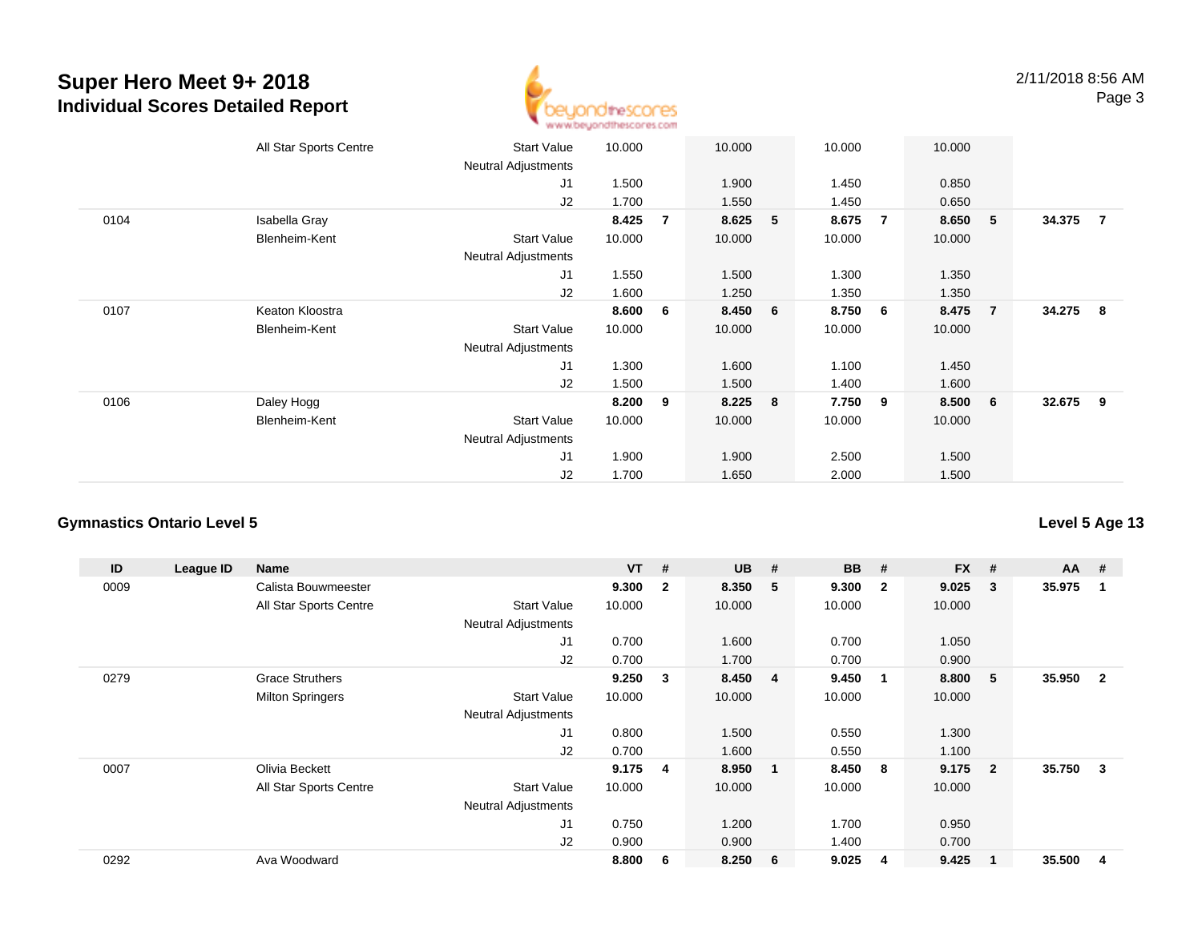# Super Hero Meet 9+ 2018

## Individual Scores Detailed Report

2/11/2018 8:56 AM

| ID | League ID | Name | | VT | # | UB | # | BB | # | FX | # | AA | # |
|---|---|---|---|---|---|---|---|---|---|---|---|---|---|
| | | All Star Sports Centre | Start Value | 10.000 | | 10.000 | | 10.000 | | 10.000 | | | |
| | | | Neutral Adjustments | | | | | | | | | | |
| | | | J1 | 1.500 | | 1.900 | | 1.450 | | 0.850 | | | |
| | | | J2 | 1.700 | | 1.550 | | 1.450 | | 0.650 | | | |
| 0104 | | Isabella Gray | | **8.425** | **7** | **8.625** | **5** | **8.675** | **7** | **8.650** | **5** | **34.375** | **7** |
| | | Blenheim-Kent | Start Value | 10.000 | | 10.000 | | 10.000 | | 10.000 | | | |
| | | | Neutral Adjustments | | | | | | | | | | |
| | | | J1 | 1.550 | | 1.500 | | 1.300 | | 1.350 | | | |
| | | | J2 | 1.600 | | 1.250 | | 1.350 | | 1.350 | | | |
| 0107 | | Keaton Kloostra | | **8.600** | **6** | **8.450** | **6** | **8.750** | **6** | **8.475** | **7** | **34.275** | **8** |
| | | Blenheim-Kent | Start Value | 10.000 | | 10.000 | | 10.000 | | 10.000 | | | |
| | | | Neutral Adjustments | | | | | | | | | | |
| | | | J1 | 1.300 | | 1.600 | | 1.100 | | 1.450 | | | |
| | | | J2 | 1.500 | | 1.500 | | 1.400 | | 1.600 | | | |
| 0106 | | Daley Hogg | | **8.200** | **9** | **8.225** | **8** | **7.750** | **9** | **8.500** | **6** | **32.675** | **9** |
| | | Blenheim-Kent | Start Value | 10.000 | | 10.000 | | 10.000 | | 10.000 | | | |
| | | | Neutral Adjustments | | | | | | | | | | |
| | | | J1 | 1.900 | | 1.900 | | 2.500 | | 1.500 | | | |
| | | | J2 | 1.700 | | 1.650 | | 2.000 | | 1.500 | | | |

### Gymnastics Ontario Level 5

**Level 5 Age 13**

| ID | League ID | Name | | VT | # | UB | # | BB | # | FX | # | AA | # |
|---|---|---|---|---|---|---|---|---|---|---|---|---|---|
| 0009 | | Calista Bouwmeester | | **9.300** | **2** | **8.350** | **5** | **9.300** | **2** | **9.025** | **3** | **35.975** | **1** |
| | | All Star Sports Centre | Start Value | 10.000 | | 10.000 | | 10.000 | | 10.000 | | | |
| | | | Neutral Adjustments | | | | | | | | | | |
| | | | J1 | 0.700 | | 1.600 | | 0.700 | | 1.050 | | | |
| | | | J2 | 0.700 | | 1.700 | | 0.700 | | 0.900 | | | |
| 0279 | | Grace Struthers | | **9.250** | **3** | **8.450** | **4** | **9.450** | **1** | **8.800** | **5** | **35.950** | **2** |
| | | Milton Springers | Start Value | 10.000 | | 10.000 | | 10.000 | | 10.000 | | | |
| | | | Neutral Adjustments | | | | | | | | | | |
| | | | J1 | 0.800 | | 1.500 | | 0.550 | | 1.300 | | | |
| | | | J2 | 0.700 | | 1.600 | | 0.550 | | 1.100 | | | |
| 0007 | | Olivia Beckett | | **9.175** | **4** | **8.950** | **1** | **8.450** | **8** | **9.175** | **2** | **35.750** | **3** |
| | | All Star Sports Centre | Start Value | 10.000 | | 10.000 | | 10.000 | | 10.000 | | | |
| | | | Neutral Adjustments | | | | | | | | | | |
| | | | J1 | 0.750 | | 1.200 | | 1.700 | | 0.950 | | | |
| | | | J2 | 0.900 | | 0.900 | | 1.400 | | 0.700 | | | |
| 0292 | | Ava Woodward | | **8.800** | **6** | **8.250** | **6** | **9.025** | **4** | **9.425** | **1** | **35.500** | **4** |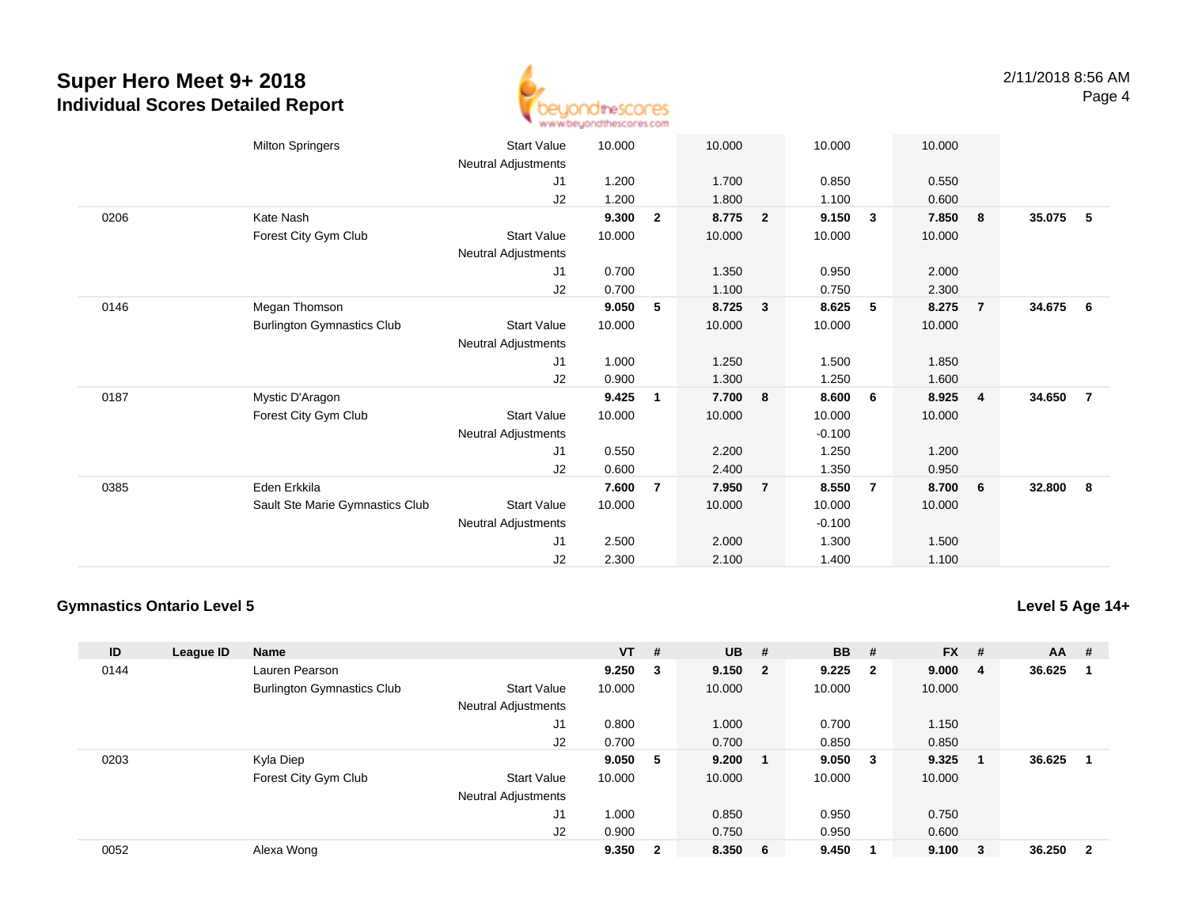| ID | League ID | Name | | VT | # | UB | # | BB | # | FX | # | AA | # |
|---|---|---|---|---|---|---|---|---|---|---|---|---|---|
| | | Milton Springers | Start Value | 10.000 | | 10.000 | | 10.000 | | 10.000 | | | |
| | | | Neutral Adjustments | | | | | | | | | | |
| | | | J1 | 1.200 | | 1.700 | | 0.850 | | 0.550 | | | |
| | | | J2 | 1.200 | | 1.800 | | 1.100 | | 0.600 | | | |
| 0206 | | Kate Nash | | **9.300** | **2** | **8.775** | **2** | **9.150** | **3** | **7.850** | **8** | **35.075** | **5** |
| | | Forest City Gym Club | Start Value | 10.000 | | 10.000 | | 10.000 | | 10.000 | | | |
| | | | Neutral Adjustments | | | | | | | | | | |
| | | | J1 | 0.700 | | 1.350 | | 0.950 | | 2.000 | | | |
| | | | J2 | 0.700 | | 1.100 | | 0.750 | | 2.300 | | | |
| 0146 | | Megan Thomson | | **9.050** | **5** | **8.725** | **3** | **8.625** | **5** | **8.275** | **7** | **34.675** | **6** |
| | | Burlington Gymnastics Club | Start Value | 10.000 | | 10.000 | | 10.000 | | 10.000 | | | |
| | | | Neutral Adjustments | | | | | | | | | | |
| | | | J1 | 1.000 | | 1.250 | | 1.500 | | 1.850 | | | |
| | | | J2 | 0.900 | | 1.300 | | 1.250 | | 1.600 | | | |
| 0187 | | Mystic D'Aragon | | **9.425** | **1** | **7.700** | **8** | **8.600** | **6** | **8.925** | **4** | **34.650** | **7** |
| | | Forest City Gym Club | Start Value | 10.000 | | 10.000 | | 10.000 | | 10.000 | | | |
| | | | Neutral Adjustments | | | | | -0.100 | | | | | |
| | | | J1 | 0.550 | | 2.200 | | 1.250 | | 1.200 | | | |
| | | | J2 | 0.600 | | 2.400 | | 1.350 | | 0.950 | | | |
| 0385 | | Eden Erkkila | | **7.600** | **7** | **7.950** | **7** | **8.550** | **7** | **8.700** | **6** | **32.800** | **8** |
| | | Sault Ste Marie Gymnastics Club | Start Value | 10.000 | | 10.000 | | 10.000 | | 10.000 | | | |
| | | | Neutral Adjustments | | | | | -0.100 | | | | | |
| | | | J1 | 2.500 | | 2.000 | | 1.300 | | 1.500 | | | |
| | | | J2 | 2.300 | | 2.100 | | 1.400 | | 1.100 | | | |

## Gymnastics Ontario Level 5

**Level 5 Age 14+**

| ID | League ID | Name | | VT | # | UB | # | BB | # | FX | # | AA | # |
|---|---|---|---|---|---|---|---|---|---|---|---|---|---|
| 0144 | | Lauren Pearson | | **9.250** | **3** | **9.150** | **2** | **9.225** | **2** | **9.000** | **4** | **36.625** | **1** |
| | | Burlington Gymnastics Club | Start Value | 10.000 | | 10.000 | | 10.000 | | 10.000 | | | |
| | | | Neutral Adjustments | | | | | | | | | | |
| | | | J1 | 0.800 | | 1.000 | | 0.700 | | 1.150 | | | |
| | | | J2 | 0.700 | | 0.700 | | 0.850 | | 0.850 | | | |
| 0203 | | Kyla Diep | | **9.050** | **5** | **9.200** | **1** | **9.050** | **3** | **9.325** | **1** | **36.625** | **1** |
| | | Forest City Gym Club | Start Value | 10.000 | | 10.000 | | 10.000 | | 10.000 | | | |
| | | | Neutral Adjustments | | | | | | | | | | |
| | | | J1 | 1.000 | | 0.850 | | 0.950 | | 0.750 | | | |
| | | | J2 | 0.900 | | 0.750 | | 0.950 | | 0.600 | | | |
| 0052 | | Alexa Wong | | **9.350** | **2** | **8.350** | **6** | **9.450** | **1** | **9.100** | **3** | **36.250** | **2** |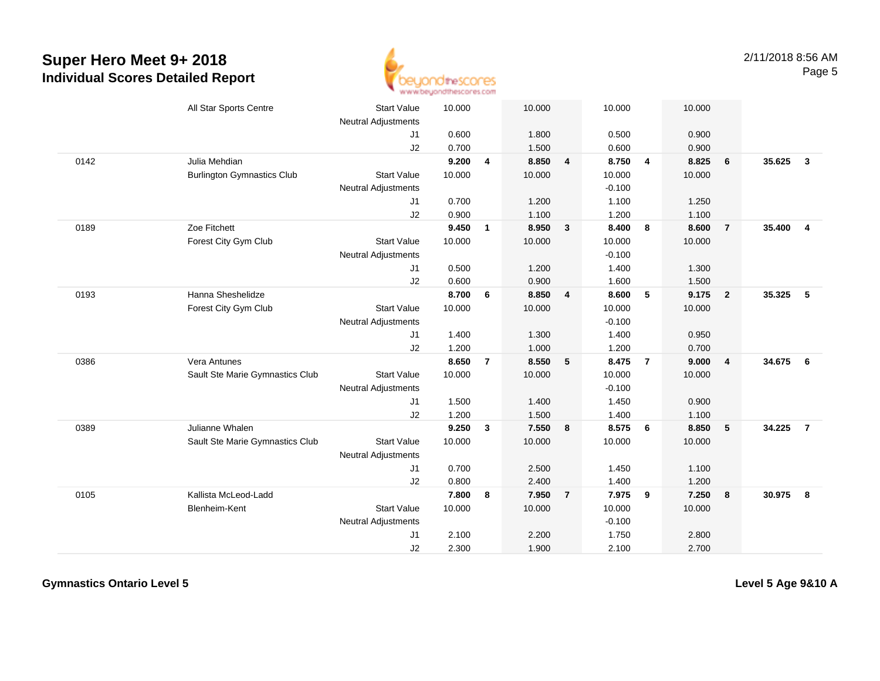# Super Hero Meet 9+ 2018

## Individual Scores Detailed Report

| # | Name / Club | | Vault | Rank | Bars | Rank | Beam | Rank | Floor | Rank | AA | Rank |
|---|---|---|---|---|---|---|---|---|---|---|---|---|
| | All Star Sports Centre | Start Value | 10.000 | | 10.000 | | 10.000 | | 10.000 | | | |
| | | Neutral Adjustments | | | | | | | | | | |
| | | J1 | 0.600 | | 1.800 | | 0.500 | | 0.900 | | | |
| | | J2 | 0.700 | | 1.500 | | 0.600 | | 0.900 | | | |
| 0142 | Julia Mehdian | | **9.200** | **4** | **8.850** | **4** | **8.750** | **4** | **8.825** | **6** | **35.625** | **3** |
| | Burlington Gymnastics Club | Start Value | 10.000 | | 10.000 | | 10.000 | | 10.000 | | | |
| | | Neutral Adjustments | | | | | -0.100 | | | | | |
| | | J1 | 0.700 | | 1.200 | | 1.100 | | 1.250 | | | |
| | | J2 | 0.900 | | 1.100 | | 1.200 | | 1.100 | | | |
| 0189 | Zoe Fitchett | | **9.450** | **1** | **8.950** | **3** | **8.400** | **8** | **8.600** | **7** | **35.400** | **4** |
| | Forest City Gym Club | Start Value | 10.000 | | 10.000 | | 10.000 | | 10.000 | | | |
| | | Neutral Adjustments | | | | | -0.100 | | | | | |
| | | J1 | 0.500 | | 1.200 | | 1.400 | | 1.300 | | | |
| | | J2 | 0.600 | | 0.900 | | 1.600 | | 1.500 | | | |
| 0193 | Hanna Sheshelidze | | **8.700** | **6** | **8.850** | **4** | **8.600** | **5** | **9.175** | **2** | **35.325** | **5** |
| | Forest City Gym Club | Start Value | 10.000 | | 10.000 | | 10.000 | | 10.000 | | | |
| | | Neutral Adjustments | | | | | -0.100 | | | | | |
| | | J1 | 1.400 | | 1.300 | | 1.400 | | 0.950 | | | |
| | | J2 | 1.200 | | 1.000 | | 1.200 | | 0.700 | | | |
| 0386 | Vera Antunes | | **8.650** | **7** | **8.550** | **5** | **8.475** | **7** | **9.000** | **4** | **34.675** | **6** |
| | Sault Ste Marie Gymnastics Club | Start Value | 10.000 | | 10.000 | | 10.000 | | 10.000 | | | |
| | | Neutral Adjustments | | | | | -0.100 | | | | | |
| | | J1 | 1.500 | | 1.400 | | 1.450 | | 0.900 | | | |
| | | J2 | 1.200 | | 1.500 | | 1.400 | | 1.100 | | | |
| 0389 | Julianne Whalen | | **9.250** | **3** | **7.550** | **8** | **8.575** | **6** | **8.850** | **5** | **34.225** | **7** |
| | Sault Ste Marie Gymnastics Club | Start Value | 10.000 | | 10.000 | | 10.000 | | 10.000 | | | |
| | | Neutral Adjustments | | | | | | | | | | |
| | | J1 | 0.700 | | 2.500 | | 1.450 | | 1.100 | | | |
| | | J2 | 0.800 | | 2.400 | | 1.400 | | 1.200 | | | |
| 0105 | Kallista McLeod-Ladd | | **7.800** | **8** | **7.950** | **7** | **7.975** | **9** | **7.250** | **8** | **30.975** | **8** |
| | Blenheim-Kent | Start Value | 10.000 | | 10.000 | | 10.000 | | 10.000 | | | |
| | | Neutral Adjustments | | | | | -0.100 | | | | | |
| | | J1 | 2.100 | | 2.200 | | 1.750 | | 2.800 | | | |
| | | J2 | 2.300 | | 1.900 | | 2.100 | | 2.700 | | | |

**Gymnastics Ontario Level 5** | **Level 5 Age 9&10 A**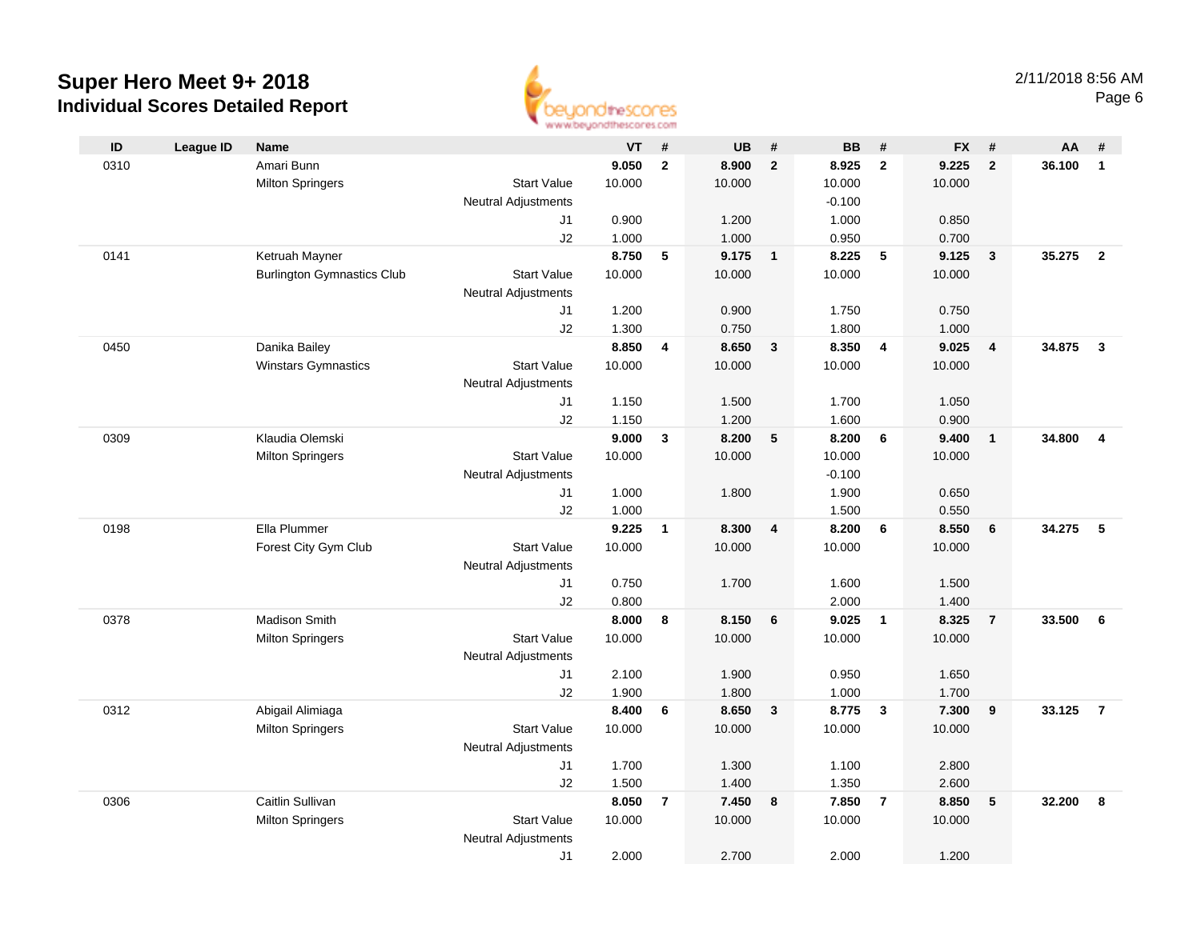# Super Hero Meet 9+ 2018

## Individual Scores Detailed Report

2/11/2018 8:56 AM

| ID | League ID | Name | | VT | # | UB | # | BB | # | FX | # | AA | # |
|---|---|---|---|---|---|---|---|---|---|---|---|---|---|
| 0310 | | Amari Bunn | | **9.050** | **2** | **8.900** | **2** | **8.925** | **2** | **9.225** | **2** | **36.100** | **1** |
| | | Milton Springers | Start Value | 10.000 | | 10.000 | | 10.000 | | 10.000 | | | |
| | | | Neutral Adjustments | | | | | -0.100 | | | | | |
| | | | J1 | 0.900 | | 1.200 | | 1.000 | | 0.850 | | | |
| | | | J2 | 1.000 | | 1.000 | | 0.950 | | 0.700 | | | |
| 0141 | | Ketruah Mayner | | **8.750** | **5** | **9.175** | **1** | **8.225** | **5** | **9.125** | **3** | **35.275** | **2** |
| | | Burlington Gymnastics Club | Start Value | 10.000 | | 10.000 | | 10.000 | | 10.000 | | | |
| | | | Neutral Adjustments | | | | | | | | | | |
| | | | J1 | 1.200 | | 0.900 | | 1.750 | | 0.750 | | | |
| | | | J2 | 1.300 | | 0.750 | | 1.800 | | 1.000 | | | |
| 0450 | | Danika Bailey | | **8.850** | **4** | **8.650** | **3** | **8.350** | **4** | **9.025** | **4** | **34.875** | **3** |
| | | Winstars Gymnastics | Start Value | 10.000 | | 10.000 | | 10.000 | | 10.000 | | | |
| | | | Neutral Adjustments | | | | | | | | | | |
| | | | J1 | 1.150 | | 1.500 | | 1.700 | | 1.050 | | | |
| | | | J2 | 1.150 | | 1.200 | | 1.600 | | 0.900 | | | |
| 0309 | | Klaudia Olemski | | **9.000** | **3** | **8.200** | **5** | **8.200** | **6** | **9.400** | **1** | **34.800** | **4** |
| | | Milton Springers | Start Value | 10.000 | | 10.000 | | 10.000 | | 10.000 | | | |
| | | | Neutral Adjustments | | | | | -0.100 | | | | | |
| | | | J1 | 1.000 | | 1.800 | | 1.900 | | 0.650 | | | |
| | | | J2 | 1.000 | | | | 1.500 | | 0.550 | | | |
| 0198 | | Ella Plummer | | **9.225** | **1** | **8.300** | **4** | **8.200** | **6** | **8.550** | **6** | **34.275** | **5** |
| | | Forest City Gym Club | Start Value | 10.000 | | 10.000 | | 10.000 | | 10.000 | | | |
| | | | Neutral Adjustments | | | | | | | | | | |
| | | | J1 | 0.750 | | 1.700 | | 1.600 | | 1.500 | | | |
| | | | J2 | 0.800 | | | | 2.000 | | 1.400 | | | |
| 0378 | | Madison Smith | | **8.000** | **8** | **8.150** | **6** | **9.025** | **1** | **8.325** | **7** | **33.500** | **6** |
| | | Milton Springers | Start Value | 10.000 | | 10.000 | | 10.000 | | 10.000 | | | |
| | | | Neutral Adjustments | | | | | | | | | | |
| | | | J1 | 2.100 | | 1.900 | | 0.950 | | 1.650 | | | |
| | | | J2 | 1.900 | | 1.800 | | 1.000 | | 1.700 | | | |
| 0312 | | Abigail Alimiaga | | **8.400** | **6** | **8.650** | **3** | **8.775** | **3** | **7.300** | **9** | **33.125** | **7** |
| | | Milton Springers | Start Value | 10.000 | | 10.000 | | 10.000 | | 10.000 | | | |
| | | | Neutral Adjustments | | | | | | | | | | |
| | | | J1 | 1.700 | | 1.300 | | 1.100 | | 2.800 | | | |
| | | | J2 | 1.500 | | 1.400 | | 1.350 | | 2.600 | | | |
| 0306 | | Caitlin Sullivan | | **8.050** | **7** | **7.450** | **8** | **7.850** | **7** | **8.850** | **5** | **32.200** | **8** |
| | | Milton Springers | Start Value | 10.000 | | 10.000 | | 10.000 | | 10.000 | | | |
| | | | Neutral Adjustments | | | | | | | | | | |
| | | | J1 | 2.000 | | 2.700 | | 2.000 | | 1.200 | | | |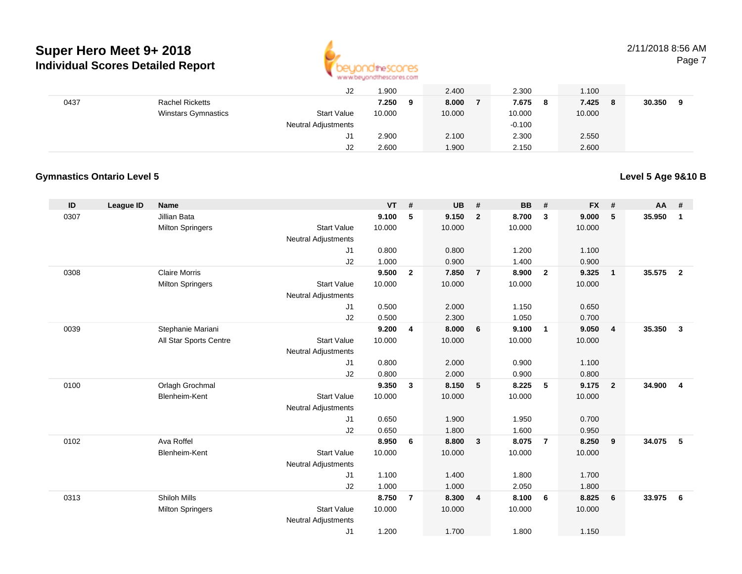| ID | League ID | Name | | VT | # | UB | # | BB | # | FX | # | AA | # |
|---|---|---|---|---|---|---|---|---|---|---|---|---|---|
| | | | J2 | 1.900 | | 2.400 | | 2.300 | | 1.100 | | | |
| 0437 | | Rachel Ricketts | | **7.250** | **9** | **8.000** | **7** | **7.675** | **8** | **7.425** | **8** | **30.350** | **9** |
| | | Winstars Gymnastics | Start Value | 10.000 | | 10.000 | | 10.000 | | 10.000 | | | |
| | | | Neutral Adjustments | | | | | -0.100 | | | | | |
| | | | J1 | 2.900 | | 2.100 | | 2.300 | | 2.550 | | | |
| | | | J2 | 2.600 | | 1.900 | | 2.150 | | 2.600 | | | |

## Gymnastics Ontario Level 5

**Level 5 Age 9&10 B**

| ID | League ID | Name | | VT | # | UB | # | BB | # | FX | # | AA | # |
|---|---|---|---|---|---|---|---|---|---|---|---|---|---|
| 0307 | | Jillian Bata | | **9.100** | **5** | **9.150** | **2** | **8.700** | **3** | **9.000** | **5** | **35.950** | **1** |
| | | Milton Springers | Start Value | 10.000 | | 10.000 | | 10.000 | | 10.000 | | | |
| | | | Neutral Adjustments | | | | | | | | | | |
| | | | J1 | 0.800 | | 0.800 | | 1.200 | | 1.100 | | | |
| | | | J2 | 1.000 | | 0.900 | | 1.400 | | 0.900 | | | |
| 0308 | | Claire Morris | | **9.500** | **2** | **7.850** | **7** | **8.900** | **2** | **9.325** | **1** | **35.575** | **2** |
| | | Milton Springers | Start Value | 10.000 | | 10.000 | | 10.000 | | 10.000 | | | |
| | | | Neutral Adjustments | | | | | | | | | | |
| | | | J1 | 0.500 | | 2.000 | | 1.150 | | 0.650 | | | |
| | | | J2 | 0.500 | | 2.300 | | 1.050 | | 0.700 | | | |
| 0039 | | Stephanie Mariani | | **9.200** | **4** | **8.000** | **6** | **9.100** | **1** | **9.050** | **4** | **35.350** | **3** |
| | | All Star Sports Centre | Start Value | 10.000 | | 10.000 | | 10.000 | | 10.000 | | | |
| | | | Neutral Adjustments | | | | | | | | | | |
| | | | J1 | 0.800 | | 2.000 | | 0.900 | | 1.100 | | | |
| | | | J2 | 0.800 | | 2.000 | | 0.900 | | 0.800 | | | |
| 0100 | | Orlagh Grochmal | | **9.350** | **3** | **8.150** | **5** | **8.225** | **5** | **9.175** | **2** | **34.900** | **4** |
| | | Blenheim-Kent | Start Value | 10.000 | | 10.000 | | 10.000 | | 10.000 | | | |
| | | | Neutral Adjustments | | | | | | | | | | |
| | | | J1 | 0.650 | | 1.900 | | 1.950 | | 0.700 | | | |
| | | | J2 | 0.650 | | 1.800 | | 1.600 | | 0.950 | | | |
| 0102 | | Ava Roffel | | **8.950** | **6** | **8.800** | **3** | **8.075** | **7** | **8.250** | **9** | **34.075** | **5** |
| | | Blenheim-Kent | Start Value | 10.000 | | 10.000 | | 10.000 | | 10.000 | | | |
| | | | Neutral Adjustments | | | | | | | | | | |
| | | | J1 | 1.100 | | 1.400 | | 1.800 | | 1.700 | | | |
| | | | J2 | 1.000 | | 1.000 | | 2.050 | | 1.800 | | | |
| 0313 | | Shiloh Mills | | **8.750** | **7** | **8.300** | **4** | **8.100** | **6** | **8.825** | **6** | **33.975** | **6** |
| | | Milton Springers | Start Value | 10.000 | | 10.000 | | 10.000 | | 10.000 | | | |
| | | | Neutral Adjustments | | | | | | | | | | |
| | | | J1 | 1.200 | | 1.700 | | 1.800 | | 1.150 | | | |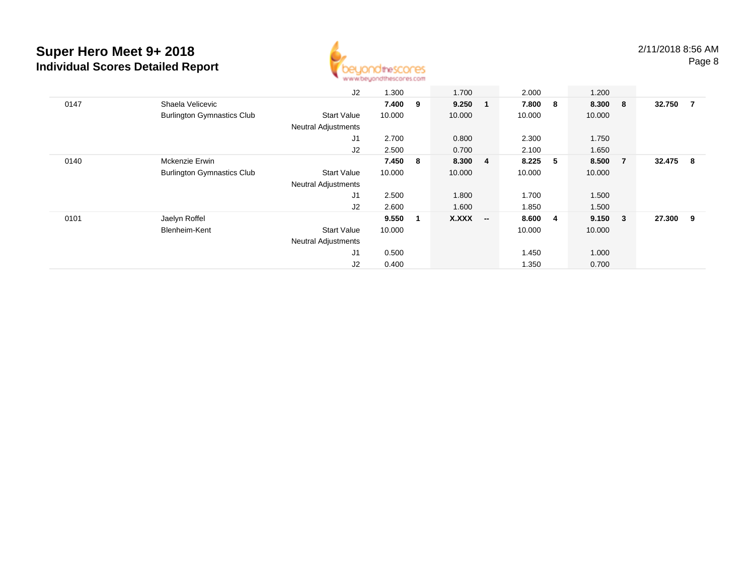# Super Hero Meet 9+ 2018

## Individual Scores Detailed Report

| | | | | | | | | | | | | |
|---|---|---|---|---|---|---|---|---|---|---|---|---|
| | | J2 | 1.300 | | 1.700 | | 2.000 | | 1.200 | | | |
| 0147 | Shaela Velicevic | | **7.400** | **9** | **9.250** | **1** | **7.800** | **8** | **8.300** | **8** | **32.750** | **7** |
| | Burlington Gymnastics Club | Start Value | 10.000 | | 10.000 | | 10.000 | | 10.000 | | | |
| | | Neutral Adjustments | | | | | | | | | | |
| | | J1 | 2.700 | | 0.800 | | 2.300 | | 1.750 | | | |
| | | J2 | 2.500 | | 0.700 | | 2.100 | | 1.650 | | | |
| 0140 | Mckenzie Erwin | | **7.450** | **8** | **8.300** | **4** | **8.225** | **5** | **8.500** | **7** | **32.475** | **8** |
| | Burlington Gymnastics Club | Start Value | 10.000 | | 10.000 | | 10.000 | | 10.000 | | | |
| | | Neutral Adjustments | | | | | | | | | | |
| | | J1 | 2.500 | | 1.800 | | 1.700 | | 1.500 | | | |
| | | J2 | 2.600 | | 1.600 | | 1.850 | | 1.500 | | | |
| 0101 | Jaelyn Roffel | | **9.550** | **1** | **X.XXX** | **--** | **8.600** | **4** | **9.150** | **3** | **27.300** | **9** |
| | Blenheim-Kent | Start Value | 10.000 | | | | 10.000 | | 10.000 | | | |
| | | Neutral Adjustments | | | | | | | | | | |
| | | J1 | 0.500 | | | | 1.450 | | 1.000 | | | |
| | | J2 | 0.400 | | | | 1.350 | | 0.700 | | | |